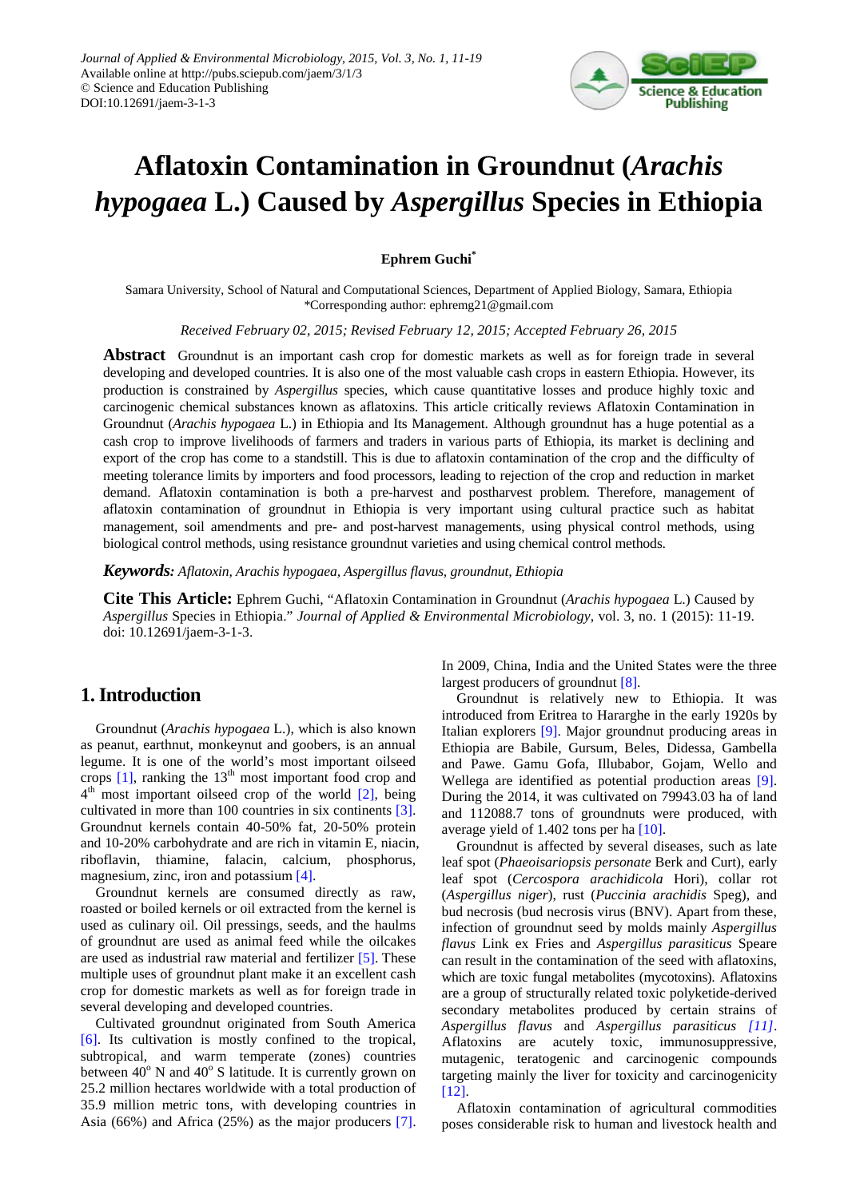# Aflatoxin Contamination in Groundnut (*Arachis hypogaea* L.) Caused by *Aspergillus* Species in Ethiopia

**Ephrem Guchi***

Samara University, School of Natural and Computational Sciences, Department of Applied Biology, Samara, Ethiopia
*Corresponding author: ephremg21@gmail.com

*Received February 02, 2015; Revised February 12, 2015; Accepted February 26, 2015*

**Abstract** Groundnut is an important cash crop for domestic markets as well as for foreign trade in several developing and developed countries. It is also one of the most valuable cash crops in eastern Ethiopia. However, its production is constrained by *Aspergillus* species, which cause quantitative losses and produce highly toxic and carcinogenic chemical substances known as aflatoxins. This article critically reviews Aflatoxin Contamination in Groundnut (*Arachis hypogaea* L.) in Ethiopia and Its Management. Although groundnut has a huge potential as a cash crop to improve livelihoods of farmers and traders in various parts of Ethiopia, its market is declining and export of the crop has come to a standstill. This is due to aflatoxin contamination of the crop and the difficulty of meeting tolerance limits by importers and food processors, leading to rejection of the crop and reduction in market demand. Aflatoxin contamination is both a pre-harvest and postharvest problem. Therefore, management of aflatoxin contamination of groundnut in Ethiopia is very important using cultural practice such as habitat management, soil amendments and pre- and post-harvest managements, using physical control methods, using biological control methods, using resistance groundnut varieties and using chemical control methods.

***Keywords:*** *Aflatoxin, Arachis hypogaea, Aspergillus flavus, groundnut, Ethiopia*

**Cite This Article:** Ephrem Guchi, "Aflatoxin Contamination in Groundnut (*Arachis hypogaea* L.) Caused by *Aspergillus* Species in Ethiopia." *Journal of Applied & Environmental Microbiology*, vol. 3, no. 1 (2015): 11-19. doi: 10.12691/jaem-3-1-3.

## 1. Introduction

Groundnut (*Arachis hypogaea* L.), which is also known as peanut, earthnut, monkeynut and goobers, is an annual legume. It is one of the world's most important oilseed crops [1], ranking the 13th most important food crop and 4th most important oilseed crop of the world [2], being cultivated in more than 100 countries in six continents [3]. Groundnut kernels contain 40-50% fat, 20-50% protein and 10-20% carbohydrate and are rich in vitamin E, niacin, riboflavin, thiamine, falacin, calcium, phosphorus, magnesium, zinc, iron and potassium [4].

Groundnut kernels are consumed directly as raw, roasted or boiled kernels or oil extracted from the kernel is used as culinary oil. Oil pressings, seeds, and the haulms of groundnut are used as animal feed while the oilcakes are used as industrial raw material and fertilizer [5]. These multiple uses of groundnut plant make it an excellent cash crop for domestic markets as well as for foreign trade in several developing and developed countries.

Cultivated groundnut originated from South America [6]. Its cultivation is mostly confined to the tropical, subtropical, and warm temperate (zones) countries between 40° N and 40° S latitude. It is currently grown on 25.2 million hectares worldwide with a total production of 35.9 million metric tons, with developing countries in Asia (66%) and Africa (25%) as the major producers [7]. In 2009, China, India and the United States were the three largest producers of groundnut [8].

Groundnut is relatively new to Ethiopia. It was introduced from Eritrea to Hararghe in the early 1920s by Italian explorers [9]. Major groundnut producing areas in Ethiopia are Babile, Gursum, Beles, Didessa, Gambella and Pawe. Gamu Gofa, Illubabor, Gojam, Wello and Wellega are identified as potential production areas [9]. During the 2014, it was cultivated on 79943.03 ha of land and 112088.7 tons of groundnuts were produced, with average yield of 1.402 tons per ha [10].

Groundnut is affected by several diseases, such as late leaf spot (*Phaeoisariopsis personate* Berk and Curt), early leaf spot (*Cercospora arachidicola* Hori), collar rot (*Aspergillus niger*), rust (*Puccinia arachidis* Speg), and bud necrosis (bud necrosis virus (BNV). Apart from these, infection of groundnut seed by molds mainly *Aspergillus flavus* Link ex Fries and *Aspergillus parasiticus* Speare can result in the contamination of the seed with aflatoxins, which are toxic fungal metabolites (mycotoxins). Aflatoxins are a group of structurally related toxic polyketide-derived secondary metabolites produced by certain strains of *Aspergillus flavus* and *Aspergillus parasiticus* [11]. Aflatoxins are acutely toxic, immunosuppressive, mutagenic, teratogenic and carcinogenic compounds targeting mainly the liver for toxicity and carcinogenicity [12].

Aflatoxin contamination of agricultural commodities poses considerable risk to human and livestock health and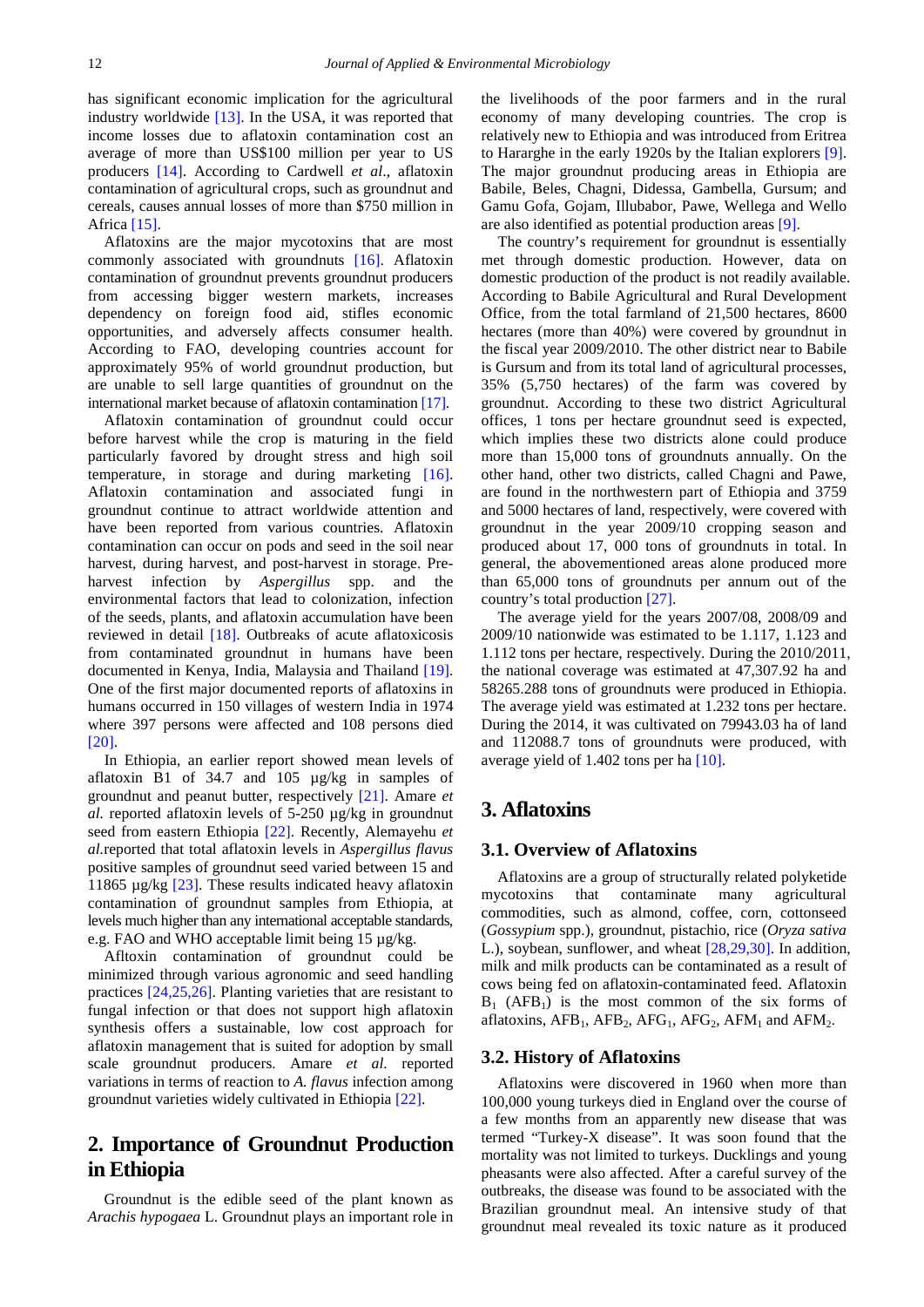has significant economic implication for the agricultural industry worldwide [13]. In the USA, it was reported that income losses due to aflatoxin contamination cost an average of more than US$100 million per year to US producers [14]. According to Cardwell *et al*., aflatoxin contamination of agricultural crops, such as groundnut and cereals, causes annual losses of more than $750 million in Africa [15].

Aflatoxins are the major mycotoxins that are most commonly associated with groundnuts [16]. Aflatoxin contamination of groundnut prevents groundnut producers from accessing bigger western markets, increases dependency on foreign food aid, stifles economic opportunities, and adversely affects consumer health. According to FAO, developing countries account for approximately 95% of world groundnut production, but are unable to sell large quantities of groundnut on the international market because of aflatoxin contamination [17].

Aflatoxin contamination of groundnut could occur before harvest while the crop is maturing in the field particularly favored by drought stress and high soil temperature, in storage and during marketing [16]. Aflatoxin contamination and associated fungi in groundnut continue to attract worldwide attention and have been reported from various countries. Aflatoxin contamination can occur on pods and seed in the soil near harvest, during harvest, and post-harvest in storage. Pre-harvest infection by *Aspergillus* spp. and the environmental factors that lead to colonization, infection of the seeds, plants, and aflatoxin accumulation have been reviewed in detail [18]. Outbreaks of acute aflatoxicosis from contaminated groundnut in humans have been documented in Kenya, India, Malaysia and Thailand [19]. One of the first major documented reports of aflatoxins in humans occurred in 150 villages of western India in 1974 where 397 persons were affected and 108 persons died [20].

In Ethiopia, an earlier report showed mean levels of aflatoxin B1 of 34.7 and 105 µg/kg in samples of groundnut and peanut butter, respectively [21]. Amare *et al.* reported aflatoxin levels of 5-250 µg/kg in groundnut seed from eastern Ethiopia [22]. Recently, Alemayehu *et al.*reported that total aflatoxin levels in *Aspergillus flavus* positive samples of groundnut seed varied between 15 and 11865 µg/kg [23]. These results indicated heavy aflatoxin contamination of groundnut samples from Ethiopia, at levels much higher than any international acceptable standards, e.g. FAO and WHO acceptable limit being 15 µg/kg.

Afltoxin contamination of groundnut could be minimized through various agronomic and seed handling practices [24,25,26]. Planting varieties that are resistant to fungal infection or that does not support high aflatoxin synthesis offers a sustainable, low cost approach for aflatoxin management that is suited for adoption by small scale groundnut producers. Amare *et al.* reported variations in terms of reaction to *A. flavus* infection among groundnut varieties widely cultivated in Ethiopia [22].

## 2. Importance of Groundnut Production in Ethiopia

Groundnut is the edible seed of the plant known as *Arachis hypogaea* L. Groundnut plays an important role in the livelihoods of the poor farmers and in the rural economy of many developing countries. The crop is relatively new to Ethiopia and was introduced from Eritrea to Hararghe in the early 1920s by the Italian explorers [9]. The major groundnut producing areas in Ethiopia are Babile, Beles, Chagni, Didessa, Gambella, Gursum; and Gamu Gofa, Gojam, Illubabor, Pawe, Wellega and Wello are also identified as potential production areas [9].

The country's requirement for groundnut is essentially met through domestic production. However, data on domestic production of the product is not readily available. According to Babile Agricultural and Rural Development Office, from the total farmland of 21,500 hectares, 8600 hectares (more than 40%) were covered by groundnut in the fiscal year 2009/2010. The other district near to Babile is Gursum and from its total land of agricultural processes, 35% (5,750 hectares) of the farm was covered by groundnut. According to these two district Agricultural offices, 1 tons per hectare groundnut seed is expected, which implies these two districts alone could produce more than 15,000 tons of groundnuts annually. On the other hand, other two districts, called Chagni and Pawe, are found in the northwestern part of Ethiopia and 3759 and 5000 hectares of land, respectively, were covered with groundnut in the year 2009/10 cropping season and produced about 17, 000 tons of groundnuts in total. In general, the abovementioned areas alone produced more than 65,000 tons of groundnuts per annum out of the country's total production [27].

The average yield for the years 2007/08, 2008/09 and 2009/10 nationwide was estimated to be 1.117, 1.123 and 1.112 tons per hectare, respectively. During the 2010/2011, the national coverage was estimated at 47,307.92 ha and 58265.288 tons of groundnuts were produced in Ethiopia. The average yield was estimated at 1.232 tons per hectare. During the 2014, it was cultivated on 79943.03 ha of land and 112088.7 tons of groundnuts were produced, with average yield of 1.402 tons per ha [10].

## 3. Aflatoxins

### 3.1. Overview of Aflatoxins

Aflatoxins are a group of structurally related polyketide mycotoxins that contaminate many agricultural commodities, such as almond, coffee, corn, cottonseed (*Gossypium* spp.), groundnut, pistachio, rice (*Oryza sativa* L.), soybean, sunflower, and wheat [28,29,30]. In addition, milk and milk products can be contaminated as a result of cows being fed on aflatoxin-contaminated feed. Aflatoxin $B_1$ ($AFB_1$) is the most common of the six forms of aflatoxins, $AFB_1$, $AFB_2$, $AFG_1$, $AFG_2$, $AFM_1$ and $AFM_2$.

### 3.2. History of Aflatoxins

Aflatoxins were discovered in 1960 when more than 100,000 young turkeys died in England over the course of a few months from an apparently new disease that was termed "Turkey-X disease". It was soon found that the mortality was not limited to turkeys. Ducklings and young pheasants were also affected. After a careful survey of the outbreaks, the disease was found to be associated with the Brazilian groundnut meal. An intensive study of that groundnut meal revealed its toxic nature as it produced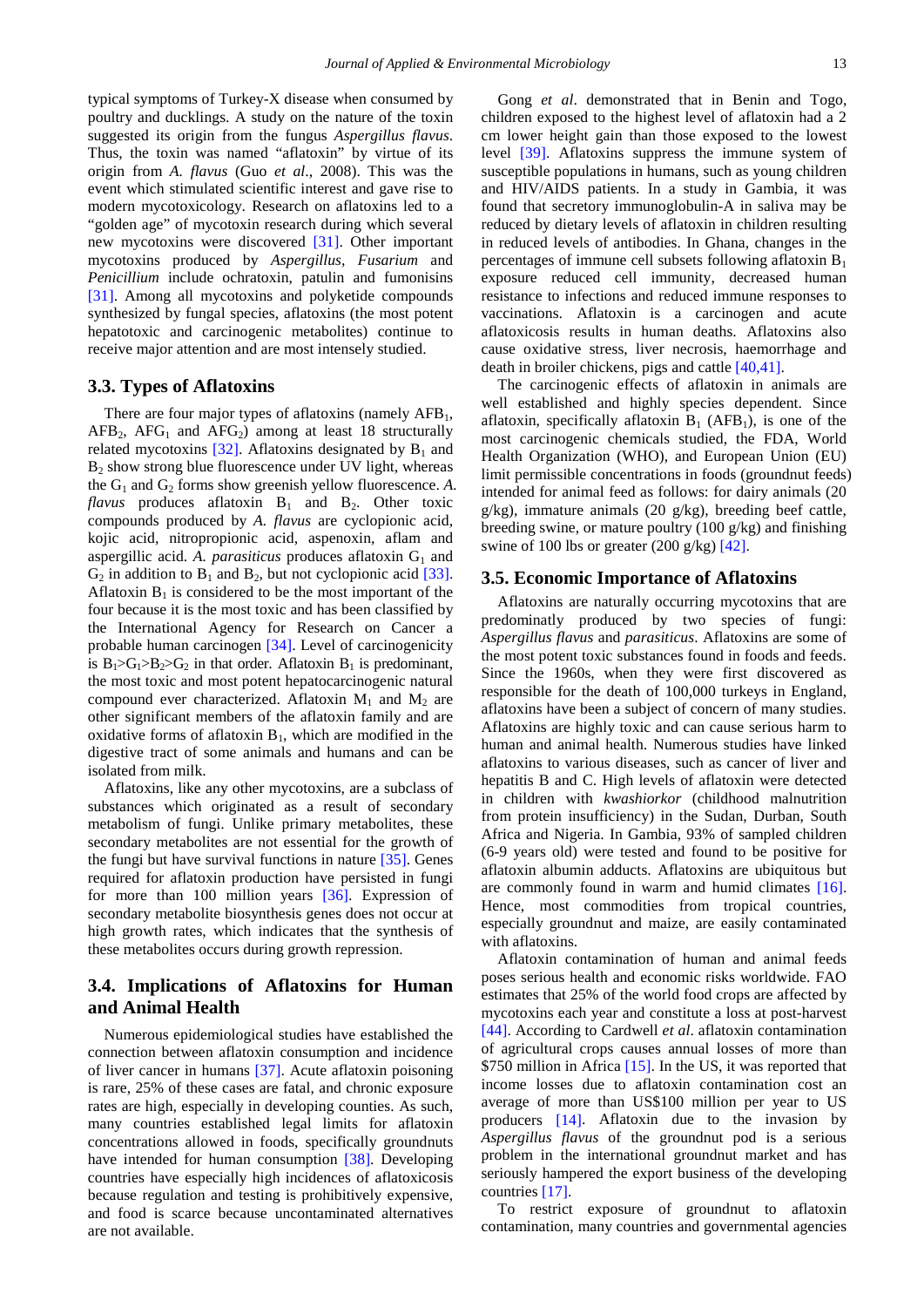typical symptoms of Turkey-X disease when consumed by poultry and ducklings. A study on the nature of the toxin suggested its origin from the fungus *Aspergillus flavus*. Thus, the toxin was named "aflatoxin" by virtue of its origin from *A. flavus* (Guo *et al*., 2008). This was the event which stimulated scientific interest and gave rise to modern mycotoxicology. Research on aflatoxins led to a "golden age" of mycotoxin research during which several new mycotoxins were discovered [31]. Other important mycotoxins produced by *Aspergillus*, *Fusarium* and *Penicillium* include ochratoxin, patulin and fumonisins [31]. Among all mycotoxins and polyketide compounds synthesized by fungal species, aflatoxins (the most potent hepatotoxic and carcinogenic metabolites) continue to receive major attention and are most intensely studied.

### 3.3. Types of Aflatoxins

There are four major types of aflatoxins (namely $AFB_1$, $AFB_2$, $AFG_1$ and $AFG_2$) among at least 18 structurally related mycotoxins [32]. Aflatoxins designated by $B_1$ and $B_2$ show strong blue fluorescence under UV light, whereas the $G_1$ and $G_2$ forms show greenish yellow fluorescence. *A. flavus* produces aflatoxin $B_1$ and $B_2$. Other toxic compounds produced by *A. flavus* are cyclopionic acid, kojic acid, nitropropionic acid, aspenoxin, aflam and aspergillic acid. *A. parasiticus* produces aflatoxin $G_1$ and $G_2$ in addition to $B_1$ and $B_2$, but not cyclopionic acid [33]. Aflatoxin $B_1$ is considered to be the most important of the four because it is the most toxic and has been classified by the International Agency for Research on Cancer a probable human carcinogen [34]. Level of carcinogenicity is $B_1 > G_1 > B_2 > G_2$ in that order. Aflatoxin $B_1$ is predominant, the most toxic and most potent hepatocarcinogenic natural compound ever characterized. Aflatoxin $M_1$ and $M_2$ are other significant members of the aflatoxin family and are oxidative forms of aflatoxin $B_1$, which are modified in the digestive tract of some animals and humans and can be isolated from milk.

Aflatoxins, like any other mycotoxins, are a subclass of substances which originated as a result of secondary metabolism of fungi. Unlike primary metabolites, these secondary metabolites are not essential for the growth of the fungi but have survival functions in nature [35]. Genes required for aflatoxin production have persisted in fungi for more than 100 million years [36]. Expression of secondary metabolite biosynthesis genes does not occur at high growth rates, which indicates that the synthesis of these metabolites occurs during growth repression.

### 3.4. Implications of Aflatoxins for Human and Animal Health

Numerous epidemiological studies have established the connection between aflatoxin consumption and incidence of liver cancer in humans [37]. Acute aflatoxin poisoning is rare, 25% of these cases are fatal, and chronic exposure rates are high, especially in developing countries. As such, many countries established legal limits for aflatoxin concentrations allowed in foods, specifically groundnuts have intended for human consumption [38]. Developing countries have especially high incidences of aflatoxicosis because regulation and testing is prohibitively expensive, and food is scarce because uncontaminated alternatives are not available.

Gong *et al*. demonstrated that in Benin and Togo, children exposed to the highest level of aflatoxin had a 2 cm lower height gain than those exposed to the lowest level [39]. Aflatoxins suppress the immune system of susceptible populations in humans, such as young children and HIV/AIDS patients. In a study in Gambia, it was found that secretory immunoglobulin-A in saliva may be reduced by dietary levels of aflatoxin in children resulting in reduced levels of antibodies. In Ghana, changes in the percentages of immune cell subsets following aflatoxin $B_1$ exposure reduced cell immunity, decreased human resistance to infections and reduced immune responses to vaccinations. Aflatoxin is a carcinogen and acute aflatoxicosis results in human deaths. Aflatoxins also cause oxidative stress, liver necrosis, haemorrhage and death in broiler chickens, pigs and cattle [40,41].

The carcinogenic effects of aflatoxin in animals are well established and highly species dependent. Since aflatoxin, specifically aflatoxin $B_1$ ($AFB_1$), is one of the most carcinogenic chemicals studied, the FDA, World Health Organization (WHO), and European Union (EU) limit permissible concentrations in foods (groundnut feeds) intended for animal feed as follows: for dairy animals (20 g/kg), immature animals (20 g/kg), breeding beef cattle, breeding swine, or mature poultry (100 g/kg) and finishing swine of 100 lbs or greater (200 g/kg) [42].

### 3.5. Economic Importance of Aflatoxins

Aflatoxins are naturally occurring mycotoxins that are predominatly produced by two species of fungi: *Aspergillus flavus* and *parasiticus*. Aflatoxins are some of the most potent toxic substances found in foods and feeds. Since the 1960s, when they were first discovered as responsible for the death of 100,000 turkeys in England, aflatoxins have been a subject of concern of many studies. Aflatoxins are highly toxic and can cause serious harm to human and animal health. Numerous studies have linked aflatoxins to various diseases, such as cancer of liver and hepatitis B and C. High levels of aflatoxin were detected in children with *kwashiorkor* (childhood malnutrition from protein insufficiency) in the Sudan, Durban, South Africa and Nigeria. In Gambia, 93% of sampled children (6-9 years old) were tested and found to be positive for aflatoxin albumin adducts. Aflatoxins are ubiquitous but are commonly found in warm and humid climates [16]. Hence, most commodities from tropical countries, especially groundnut and maize, are easily contaminated with aflatoxins.

Aflatoxin contamination of human and animal feeds poses serious health and economic risks worldwide. FAO estimates that 25% of the world food crops are affected by mycotoxins each year and constitute a loss at post-harvest [44]. According to Cardwell *et al*. aflatoxin contamination of agricultural crops causes annual losses of more than $750 million in Africa [15]. In the US, it was reported that income losses due to aflatoxin contamination cost an average of more than US$100 million per year to US producers [14]. Aflatoxin due to the invasion by *Aspergillus flavus* of the groundnut pod is a serious problem in the international groundnut market and has seriously hampered the export business of the developing countries [17].

To restrict exposure of groundnut to aflatoxin contamination, many countries and governmental agencies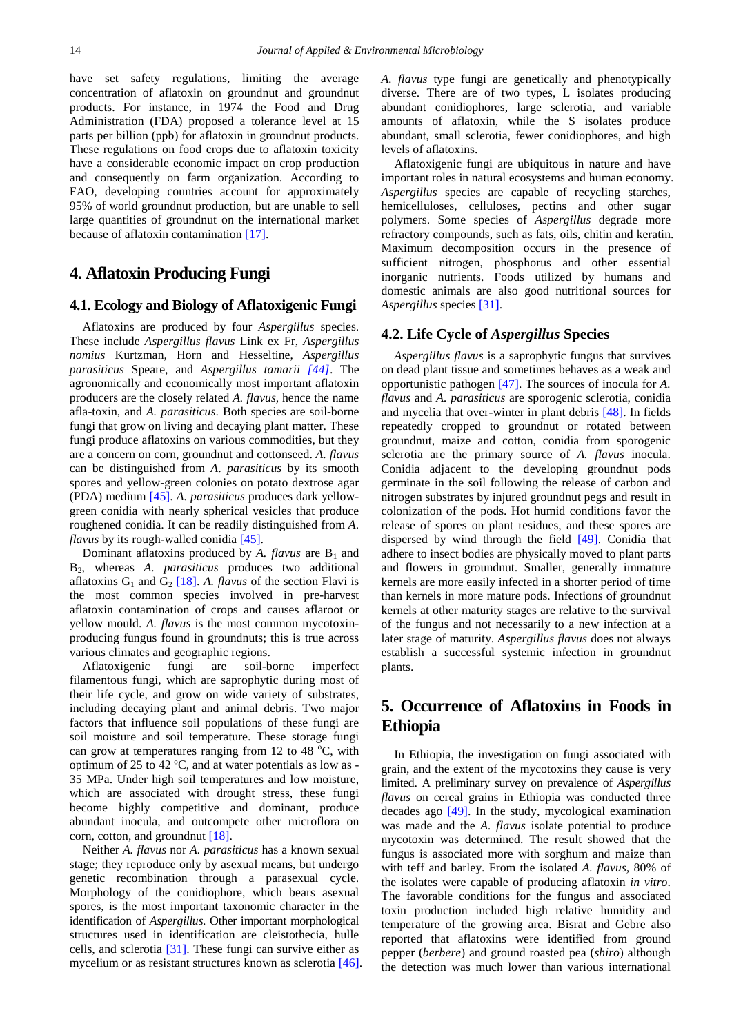have set safety regulations, limiting the average concentration of aflatoxin on groundnut and groundnut products. For instance, in 1974 the Food and Drug Administration (FDA) proposed a tolerance level at 15 parts per billion (ppb) for aflatoxin in groundnut products. These regulations on food crops due to aflatoxin toxicity have a considerable economic impact on crop production and consequently on farm organization. According to FAO, developing countries account for approximately 95% of world groundnut production, but are unable to sell large quantities of groundnut on the international market because of aflatoxin contamination [17].

## 4. Aflatoxin Producing Fungi

### 4.1. Ecology and Biology of Aflatoxigenic Fungi

Aflatoxins are produced by four *Aspergillus* species. These include *Aspergillus flavus* Link ex Fr, *Aspergillus nomius* Kurtzman, Horn and Hesseltine, *Aspergillus parasiticus* Speare, and *Aspergillus tamarii* *[44]*. The agronomically and economically most important aflatoxin producers are the closely related *A. flavus*, hence the name afla-toxin, and *A. parasiticus*. Both species are soil-borne fungi that grow on living and decaying plant matter. These fungi produce aflatoxins on various commodities, but they are a concern on corn, groundnut and cottonseed. *A. flavus* can be distinguished from *A. parasiticus* by its smooth spores and yellow-green colonies on potato dextrose agar (PDA) medium [45]. *A. parasiticus* produces dark yellow-green conidia with nearly spherical vesicles that produce roughened conidia. It can be readily distinguished from *A. flavus* by its rough-walled conidia [45].

Dominant aflatoxins produced by *A. flavus* are $B_1$ and $B_2$, whereas *A. parasiticus* produces two additional aflatoxins $G_1$ and $G_2$ [18]. *A. flavus* of the section Flavi is the most common species involved in pre-harvest aflatoxin contamination of crops and causes aflaroot or yellow mould. *A. flavus* is the most common mycotoxin-producing fungus found in groundnuts; this is true across various climates and geographic regions.

Aflatoxigenic fungi are soil-borne imperfect filamentous fungi, which are saprophytic during most of their life cycle, and grow on wide variety of substrates, including decaying plant and animal debris. Two major factors that influence soil populations of these fungi are soil moisture and soil temperature. These storage fungi can grow at temperatures ranging from 12 to 48 °C, with optimum of 25 to 42 ºC, and at water potentials as low as -35 MPa. Under high soil temperatures and low moisture, which are associated with drought stress, these fungi become highly competitive and dominant, produce abundant inocula, and outcompete other microflora on corn, cotton, and groundnut [18].

Neither *A. flavus* nor *A. parasiticus* has a known sexual stage; they reproduce only by asexual means, but undergo genetic recombination through a parasexual cycle. Morphology of the conidiophore, which bears asexual spores, is the most important taxonomic character in the identification of *Aspergillus.* Other important morphological structures used in identification are cleistothecia, hulle cells, and sclerotia [31]. These fungi can survive either as mycelium or as resistant structures known as sclerotia [46].

*A. flavus* type fungi are genetically and phenotypically diverse. There are of two types, L isolates producing abundant conidiophores, large sclerotia, and variable amounts of aflatoxin, while the S isolates produce abundant, small sclerotia, fewer conidiophores, and high levels of aflatoxins.

Aflatoxigenic fungi are ubiquitous in nature and have important roles in natural ecosystems and human economy. *Aspergillus* species are capable of recycling starches, hemicelluloses, celluloses, pectins and other sugar polymers. Some species of *Aspergillus* degrade more refractory compounds, such as fats, oils, chitin and keratin. Maximum decomposition occurs in the presence of sufficient nitrogen, phosphorus and other essential inorganic nutrients. Foods utilized by humans and domestic animals are also good nutritional sources for *Aspergillus* species [31].

### 4.2. Life Cycle of *Aspergillus* Species

*Aspergillus flavus* is a saprophytic fungus that survives on dead plant tissue and sometimes behaves as a weak and opportunistic pathogen [47]. The sources of inocula for *A. flavus* and *A. parasiticus* are sporogenic sclerotia, conidia and mycelia that over-winter in plant debris [48]. In fields repeatedly cropped to groundnut or rotated between groundnut, maize and cotton, conidia from sporogenic sclerotia are the primary source of *A. flavus* inocula. Conidia adjacent to the developing groundnut pods germinate in the soil following the release of carbon and nitrogen substrates by injured groundnut pegs and result in colonization of the pods. Hot humid conditions favor the release of spores on plant residues, and these spores are dispersed by wind through the field [49]. Conidia that adhere to insect bodies are physically moved to plant parts and flowers in groundnut. Smaller, generally immature kernels are more easily infected in a shorter period of time than kernels in more mature pods. Infections of groundnut kernels at other maturity stages are relative to the survival of the fungus and not necessarily to a new infection at a later stage of maturity. *Aspergillus flavus* does not always establish a successful systemic infection in groundnut plants.

## 5. Occurrence of Aflatoxins in Foods in Ethiopia

In Ethiopia, the investigation on fungi associated with grain, and the extent of the mycotoxins they cause is very limited. A preliminary survey on prevalence of *Aspergillus flavus* on cereal grains in Ethiopia was conducted three decades ago [49]. In the study, mycological examination was made and the *A. flavus* isolate potential to produce mycotoxin was determined. The result showed that the fungus is associated more with sorghum and maize than with teff and barley. From the isolated *A. flavus*, 80% of the isolates were capable of producing aflatoxin *in vitro*. The favorable conditions for the fungus and associated toxin production included high relative humidity and temperature of the growing area. Bisrat and Gebre also reported that aflatoxins were identified from ground pepper (*berbere*) and ground roasted pea (*shiro*) although the detection was much lower than various international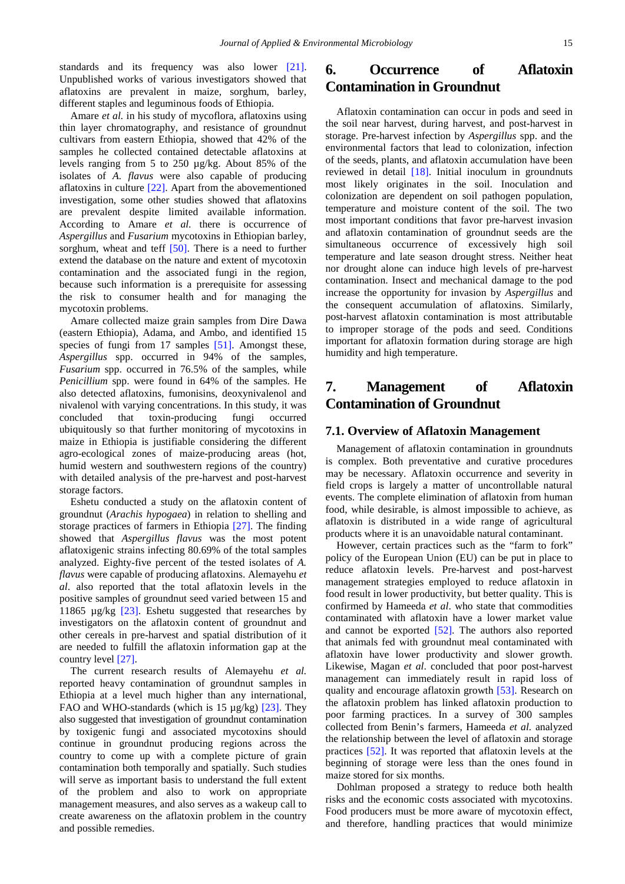standards and its frequency was also lower [21]. Unpublished works of various investigators showed that aflatoxins are prevalent in maize, sorghum, barley, different staples and leguminous foods of Ethiopia.

Amare *et al.* in his study of mycoflora, aflatoxins using thin layer chromatography, and resistance of groundnut cultivars from eastern Ethiopia, showed that 42% of the samples he collected contained detectable aflatoxins at levels ranging from 5 to 250 µg/kg. About 85% of the isolates of *A. flavus* were also capable of producing aflatoxins in culture [22]. Apart from the abovementioned investigation, some other studies showed that aflatoxins are prevalent despite limited available information. According to Amare *et al.* there is occurrence of *Aspergillus* and *Fusarium* mycotoxins in Ethiopian barley, sorghum, wheat and teff [50]. There is a need to further extend the database on the nature and extent of mycotoxin contamination and the associated fungi in the region, because such information is a prerequisite for assessing the risk to consumer health and for managing the mycotoxin problems.

Amare collected maize grain samples from Dire Dawa (eastern Ethiopia), Adama, and Ambo, and identified 15 species of fungi from 17 samples [51]. Amongst these, *Aspergillus* spp. occurred in 94% of the samples, *Fusarium* spp. occurred in 76.5% of the samples, while *Penicillium* spp. were found in 64% of the samples. He also detected aflatoxins, fumonisins, deoxynivalenol and nivalenol with varying concentrations. In this study, it was concluded that toxin-producing fungi occurred ubiquitously so that further monitoring of mycotoxins in maize in Ethiopia is justifiable considering the different agro-ecological zones of maize-producing areas (hot, humid western and southwestern regions of the country) with detailed analysis of the pre-harvest and post-harvest storage factors.

Eshetu conducted a study on the aflatoxin content of groundnut (*Arachis hypogaea*) in relation to shelling and storage practices of farmers in Ethiopia [27]. The finding showed that *Aspergillus flavus* was the most potent aflatoxigenic strains infecting 80.69% of the total samples analyzed. Eighty-five percent of the tested isolates of *A. flavus* were capable of producing aflatoxins. Alemayehu *et al*. also reported that the total aflatoxin levels in the positive samples of groundnut seed varied between 15 and 11865 µg/kg [23]. Eshetu suggested that researches by investigators on the aflatoxin content of groundnut and other cereals in pre-harvest and spatial distribution of it are needed to fulfill the aflatoxin information gap at the country level [27].

The current research results of Alemayehu *et al.* reported heavy contamination of groundnut samples in Ethiopia at a level much higher than any international, FAO and WHO-standards (which is 15 µg/kg) [23]. They also suggested that investigation of groundnut contamination by toxigenic fungi and associated mycotoxins should continue in groundnut producing regions across the country to come up with a complete picture of grain contamination both temporally and spatially. Such studies will serve as important basis to understand the full extent of the problem and also to work on appropriate management measures, and also serves as a wakeup call to create awareness on the aflatoxin problem in the country and possible remedies.

## 6. Occurrence of Aflatoxin Contamination in Groundnut

Aflatoxin contamination can occur in pods and seed in the soil near harvest, during harvest, and post-harvest in storage. Pre-harvest infection by *Aspergillus* spp. and the environmental factors that lead to colonization, infection of the seeds, plants, and aflatoxin accumulation have been reviewed in detail [18]. Initial inoculum in groundnuts most likely originates in the soil. Inoculation and colonization are dependent on soil pathogen population, temperature and moisture content of the soil. The two most important conditions that favor pre-harvest invasion and aflatoxin contamination of groundnut seeds are the simultaneous occurrence of excessively high soil temperature and late season drought stress. Neither heat nor drought alone can induce high levels of pre-harvest contamination. Insect and mechanical damage to the pod increase the opportunity for invasion by *Aspergillus* and the consequent accumulation of aflatoxins. Similarly, post-harvest aflatoxin contamination is most attributable to improper storage of the pods and seed. Conditions important for aflatoxin formation during storage are high humidity and high temperature.

## 7. Management of Aflatoxin Contamination of Groundnut

### 7.1. Overview of Aflatoxin Management

Management of aflatoxin contamination in groundnuts is complex. Both preventative and curative procedures may be necessary. Aflatoxin occurrence and severity in field crops is largely a matter of uncontrollable natural events. The complete elimination of aflatoxin from human food, while desirable, is almost impossible to achieve, as aflatoxin is distributed in a wide range of agricultural products where it is an unavoidable natural contaminant.

However, certain practices such as the "farm to fork" policy of the European Union (EU) can be put in place to reduce aflatoxin levels. Pre-harvest and post-harvest management strategies employed to reduce aflatoxin in food result in lower productivity, but better quality. This is confirmed by Hameeda *et al*. who state that commodities contaminated with aflatoxin have a lower market value and cannot be exported [52]. The authors also reported that animals fed with groundnut meal contaminated with aflatoxin have lower productivity and slower growth. Likewise, Magan *et al*. concluded that poor post-harvest management can immediately result in rapid loss of quality and encourage aflatoxin growth [53]. Research on the aflatoxin problem has linked aflatoxin production to poor farming practices. In a survey of 300 samples collected from Benin's farmers, Hameeda *et al.* analyzed the relationship between the level of aflatoxin and storage practices [52]. It was reported that aflatoxin levels at the beginning of storage were less than the ones found in maize stored for six months.

Dohlman proposed a strategy to reduce both health risks and the economic costs associated with mycotoxins. Food producers must be more aware of mycotoxin effect, and therefore, handling practices that would minimize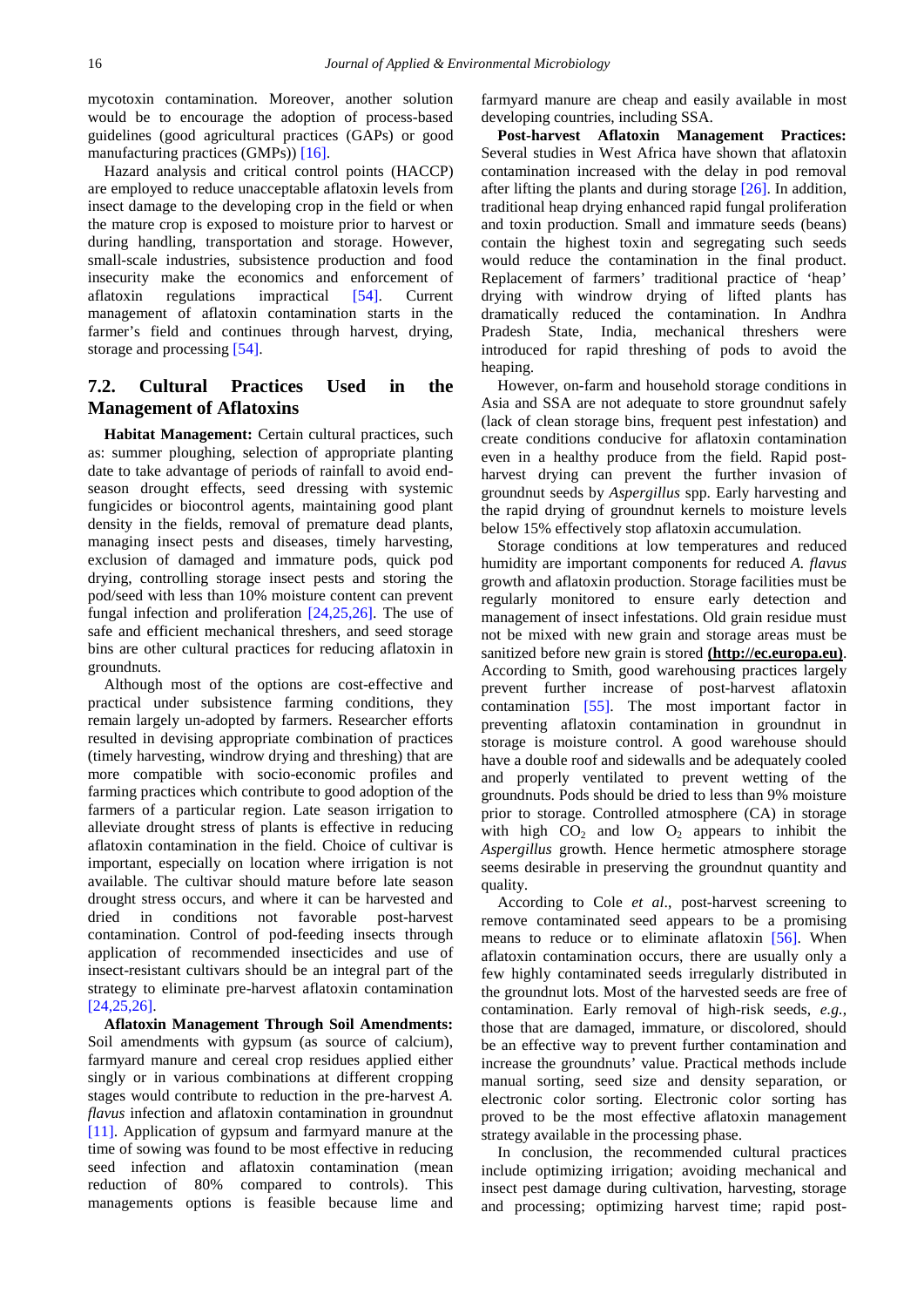mycotoxin contamination. Moreover, another solution would be to encourage the adoption of process-based guidelines (good agricultural practices (GAPs) or good manufacturing practices (GMPs)) [16].

Hazard analysis and critical control points (HACCP) are employed to reduce unacceptable aflatoxin levels from insect damage to the developing crop in the field or when the mature crop is exposed to moisture prior to harvest or during handling, transportation and storage. However, small-scale industries, subsistence production and food insecurity make the economics and enforcement of aflatoxin regulations impractical [54]. Current management of aflatoxin contamination starts in the farmer's field and continues through harvest, drying, storage and processing [54].

## 7.2. Cultural Practices Used in the Management of Aflatoxins

**Habitat Management:** Certain cultural practices, such as: summer ploughing, selection of appropriate planting date to take advantage of periods of rainfall to avoid end-season drought effects, seed dressing with systemic fungicides or biocontrol agents, maintaining good plant density in the fields, removal of premature dead plants, managing insect pests and diseases, timely harvesting, exclusion of damaged and immature pods, quick pod drying, controlling storage insect pests and storing the pod/seed with less than 10% moisture content can prevent fungal infection and proliferation [24,25,26]. The use of safe and efficient mechanical threshers, and seed storage bins are other cultural practices for reducing aflatoxin in groundnuts.

Although most of the options are cost-effective and practical under subsistence farming conditions, they remain largely un-adopted by farmers. Researcher efforts resulted in devising appropriate combination of practices (timely harvesting, windrow drying and threshing) that are more compatible with socio-economic profiles and farming practices which contribute to good adoption of the farmers of a particular region. Late season irrigation to alleviate drought stress of plants is effective in reducing aflatoxin contamination in the field. Choice of cultivar is important, especially on location where irrigation is not available. The cultivar should mature before late season drought stress occurs, and where it can be harvested and dried in conditions not favorable post-harvest contamination. Control of pod-feeding insects through application of recommended insecticides and use of insect-resistant cultivars should be an integral part of the strategy to eliminate pre-harvest aflatoxin contamination [24,25,26].

**Aflatoxin Management Through Soil Amendments:** Soil amendments with gypsum (as source of calcium), farmyard manure and cereal crop residues applied either singly or in various combinations at different cropping stages would contribute to reduction in the pre-harvest *A. flavus* infection and aflatoxin contamination in groundnut [11]. Application of gypsum and farmyard manure at the time of sowing was found to be most effective in reducing seed infection and aflatoxin contamination (mean reduction of 80% compared to controls). This managements options is feasible because lime and farmyard manure are cheap and easily available in most developing countries, including SSA.

**Post-harvest Aflatoxin Management Practices:** Several studies in West Africa have shown that aflatoxin contamination increased with the delay in pod removal after lifting the plants and during storage [26]. In addition, traditional heap drying enhanced rapid fungal proliferation and toxin production. Small and immature seeds (beans) contain the highest toxin and segregating such seeds would reduce the contamination in the final product. Replacement of farmers' traditional practice of 'heap' drying with windrow drying of lifted plants has dramatically reduced the contamination. In Andhra Pradesh State, India, mechanical threshers were introduced for rapid threshing of pods to avoid the heaping.

However, on-farm and household storage conditions in Asia and SSA are not adequate to store groundnut safely (lack of clean storage bins, frequent pest infestation) and create conditions conducive for aflatoxin contamination even in a healthy produce from the field. Rapid post-harvest drying can prevent the further invasion of groundnut seeds by *Aspergillus* spp. Early harvesting and the rapid drying of groundnut kernels to moisture levels below 15% effectively stop aflatoxin accumulation.

Storage conditions at low temperatures and reduced humidity are important components for reduced *A. flavus* growth and aflatoxin production. Storage facilities must be regularly monitored to ensure early detection and management of insect infestations. Old grain residue must not be mixed with new grain and storage areas must be sanitized before new grain is stored **(http://ec.europa.eu)**. According to Smith, good warehousing practices largely prevent further increase of post-harvest aflatoxin contamination [55]. The most important factor in preventing aflatoxin contamination in groundnut in storage is moisture control. A good warehouse should have a double roof and sidewalls and be adequately cooled and properly ventilated to prevent wetting of the groundnuts. Pods should be dried to less than 9% moisture prior to storage. Controlled atmosphere (CA) in storage with high $CO_2$ and low $O_2$ appears to inhibit the *Aspergillus* growth. Hence hermetic atmosphere storage seems desirable in preserving the groundnut quantity and quality.

According to Cole *et al*., post-harvest screening to remove contaminated seed appears to be a promising means to reduce or to eliminate aflatoxin [56]. When aflatoxin contamination occurs, there are usually only a few highly contaminated seeds irregularly distributed in the groundnut lots. Most of the harvested seeds are free of contamination. Early removal of high-risk seeds, *e.g.*, those that are damaged, immature, or discolored, should be an effective way to prevent further contamination and increase the groundnuts' value. Practical methods include manual sorting, seed size and density separation, or electronic color sorting. Electronic color sorting has proved to be the most effective aflatoxin management strategy available in the processing phase.

In conclusion, the recommended cultural practices include optimizing irrigation; avoiding mechanical and insect pest damage during cultivation, harvesting, storage and processing; optimizing harvest time; rapid post-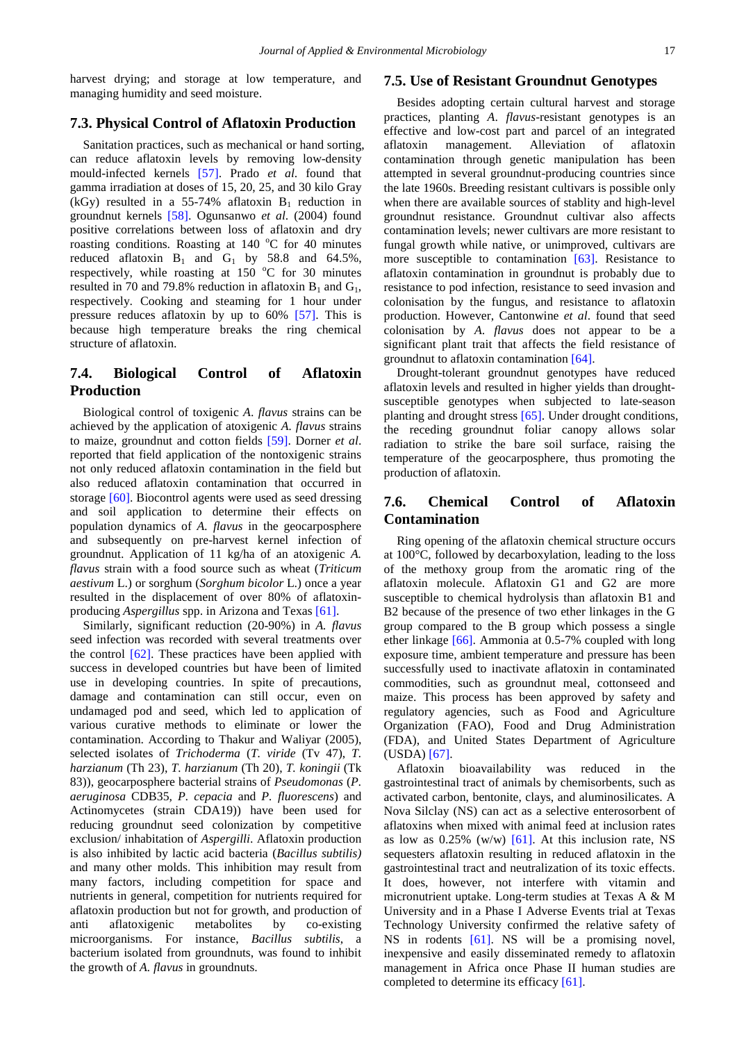harvest drying; and storage at low temperature, and managing humidity and seed moisture.

### 7.3. Physical Control of Aflatoxin Production

Sanitation practices, such as mechanical or hand sorting, can reduce aflatoxin levels by removing low-density mould-infected kernels [57]. Prado *et al.* found that gamma irradiation at doses of 15, 20, 25, and 30 kilo Gray (kGy) resulted in a 55-74% aflatoxin $B_1$ reduction in groundnut kernels [58]. Ogunsanwo *et al.* (2004) found positive correlations between loss of aflatoxin and dry roasting conditions. Roasting at 140 °C for 40 minutes reduced aflatoxin $B_1$ and $G_1$ by 58.8 and 64.5%, respectively, while roasting at 150 °C for 30 minutes resulted in 70 and 79.8% reduction in aflatoxin $B_1$ and $G_1$, respectively. Cooking and steaming for 1 hour under pressure reduces aflatoxin by up to 60% [57]. This is because high temperature breaks the ring chemical structure of aflatoxin.

### 7.4. Biological Control of Aflatoxin Production

Biological control of toxigenic *A. flavus* strains can be achieved by the application of atoxigenic *A. flavus* strains to maize, groundnut and cotton fields [59]. Dorner *et al.* reported that field application of the nontoxigenic strains not only reduced aflatoxin contamination in the field but also reduced aflatoxin contamination that occurred in storage [60]. Biocontrol agents were used as seed dressing and soil application to determine their effects on population dynamics of *A. flavus* in the geocarposphere and subsequently on pre-harvest kernel infection of groundnut. Application of 11 kg/ha of an atoxigenic *A. flavus* strain with a food source such as wheat (*Triticum aestivum* L.) or sorghum (*Sorghum bicolor* L.) once a year resulted in the displacement of over 80% of aflatoxin-producing *Aspergillus* spp. in Arizona and Texas [61].

Similarly, significant reduction (20-90%) in *A. flavus* seed infection was recorded with several treatments over the control [62]. These practices have been applied with success in developed countries but have been of limited use in developing countries. In spite of precautions, damage and contamination can still occur, even on undamaged pod and seed, which led to application of various curative methods to eliminate or lower the contamination. According to Thakur and Waliyar (2005), selected isolates of *Trichoderma* (*T. viride* (Tv 47), *T. harzianum* (Th 23), *T. harzianum* (Th 20), *T. koningii* (Tk 83)), geocarposphere bacterial strains of *Pseudomonas* (*P. aeruginosa* CDB35, *P. cepacia* and *P. fluorescens*) and Actinomycetes (strain CDA19)) have been used for reducing groundnut seed colonization by competitive exclusion/ inhabitation of *Aspergilli*. Aflatoxin production is also inhibited by lactic acid bacteria (*Bacillus subtilis)* and many other molds. This inhibition may result from many factors, including competition for space and nutrients in general, competition for nutrients required for aflatoxin production but not for growth, and production of anti aflatoxigenic metabolites by co-existing microorganisms. For instance, *Bacillus subtilis*, a bacterium isolated from groundnuts, was found to inhibit the growth of *A. flavus* in groundnuts.

### 7.5. Use of Resistant Groundnut Genotypes

Besides adopting certain cultural harvest and storage practices, planting *A. flavus*-resistant genotypes is an effective and low-cost part and parcel of an integrated aflatoxin management. Alleviation of aflatoxin contamination through genetic manipulation has been attempted in several groundnut-producing countries since the late 1960s. Breeding resistant cultivars is possible only when there are available sources of stablity and high-level groundnut resistance. Groundnut cultivar also affects contamination levels; newer cultivars are more resistant to fungal growth while native, or unimproved, cultivars are more susceptible to contamination [63]. Resistance to aflatoxin contamination in groundnut is probably due to resistance to pod infection, resistance to seed invasion and colonisation by the fungus, and resistance to aflatoxin production. However, Cantonwine *et al*. found that seed colonisation by *A. flavus* does not appear to be a significant plant trait that affects the field resistance of groundnut to aflatoxin contamination [64].

Drought-tolerant groundnut genotypes have reduced aflatoxin levels and resulted in higher yields than drought-susceptible genotypes when subjected to late-season planting and drought stress [65]. Under drought conditions, the receding groundnut foliar canopy allows solar radiation to strike the bare soil surface, raising the temperature of the geocarposphere, thus promoting the production of aflatoxin.

### 7.6. Chemical Control of Aflatoxin Contamination

Ring opening of the aflatoxin chemical structure occurs at 100°C, followed by decarboxylation, leading to the loss of the methoxy group from the aromatic ring of the aflatoxin molecule. Aflatoxin G1 and G2 are more susceptible to chemical hydrolysis than aflatoxin B1 and B2 because of the presence of two ether linkages in the G group compared to the B group which possess a single ether linkage [66]. Ammonia at 0.5-7% coupled with long exposure time, ambient temperature and pressure has been successfully used to inactivate aflatoxin in contaminated commodities, such as groundnut meal, cottonseed and maize. This process has been approved by safety and regulatory agencies, such as Food and Agriculture Organization (FAO), Food and Drug Administration (FDA), and United States Department of Agriculture (USDA) [67].

Aflatoxin bioavailability was reduced in the gastrointestinal tract of animals by chemisorbents, such as activated carbon, bentonite, clays, and aluminosilicates. A Nova Silclay (NS) can act as a selective enterosorbent of aflatoxins when mixed with animal feed at inclusion rates as low as 0.25% (w/w) [61]. At this inclusion rate, NS sequesters aflatoxin resulting in reduced aflatoxin in the gastrointestinal tract and neutralization of its toxic effects. It does, however, not interfere with vitamin and micronutrient uptake. Long-term studies at Texas A & M University and in a Phase I Adverse Events trial at Texas Technology University confirmed the relative safety of NS in rodents [61]. NS will be a promising novel, inexpensive and easily disseminated remedy to aflatoxin management in Africa once Phase II human studies are completed to determine its efficacy [61].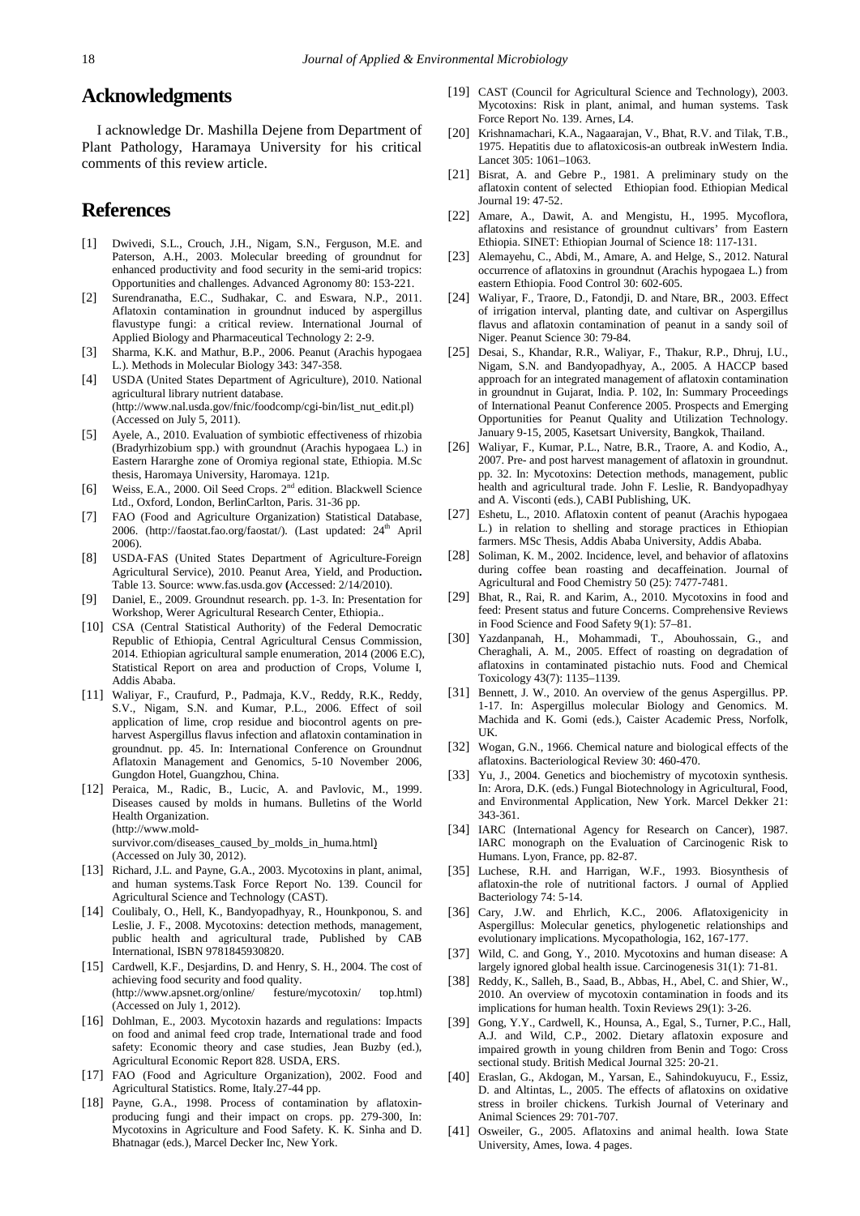## Acknowledgments

I acknowledge Dr. Mashilla Dejene from Department of Plant Pathology, Haramaya University for his critical comments of this review article.

## References

[1] Dwivedi, S.L., Crouch, J.H., Nigam, S.N., Ferguson, M.E. and Paterson, A.H., 2003. Molecular breeding of groundnut for enhanced productivity and food security in the semi-arid tropics: Opportunities and challenges. Advanced Agronomy 80: 153-221.

[2] Surendranatha, E.C., Sudhakar, C. and Eswara, N.P., 2011. Aflatoxin contamination in groundnut induced by aspergillus flavustype fungi: a critical review. International Journal of Applied Biology and Pharmaceutical Technology 2: 2-9.

[3] Sharma, K.K. and Mathur, B.P., 2006. Peanut (Arachis hypogaea L.). Methods in Molecular Biology 343: 347-358.

[4] USDA (United States Department of Agriculture), 2010. National agricultural library nutrient database. (http://www.nal.usda.gov/fnic/foodcomp/cgi-bin/list_nut_edit.pl) (Accessed on July 5, 2011).

[5] Ayele, A., 2010. Evaluation of symbiotic effectiveness of rhizobia (Bradyrhizobium spp.) with groundnut (Arachis hypogaea L.) in Eastern Hararghe zone of Oromiya regional state, Ethiopia. M.Sc thesis, Haromaya University, Haromaya. 121p.

[6] Weiss, E.A., 2000. Oil Seed Crops. 2nd edition. Blackwell Science Ltd., Oxford, London, BerlinCarlton, Paris. 31-36 pp.

[7] FAO (Food and Agriculture Organization) Statistical Database, 2006. (http://faostat.fao.org/faostat/). (Last updated: 24th April 2006).

[8] USDA-FAS (United States Department of Agriculture-Foreign Agricultural Service), 2010. Peanut Area, Yield, and Production**.** Table 13. Source: www.fas.usda.gov **(**Accessed: 2/14/2010).

[9] Daniel, E., 2009. Groundnut research. pp. 1-3. In: Presentation for Workshop, Werer Agricultural Research Center, Ethiopia..

[10] CSA (Central Statistical Authority) of the Federal Democratic Republic of Ethiopia, Central Agricultural Census Commission, 2014. Ethiopian agricultural sample enumeration, 2014 (2006 E.C), Statistical Report on area and production of Crops, Volume I, Addis Ababa.

[11] Waliyar, F., Craufurd, P., Padmaja, K.V., Reddy, R.K., Reddy, S.V., Nigam, S.N. and Kumar, P.L., 2006. Effect of soil application of lime, crop residue and biocontrol agents on pre-harvest Aspergillus flavus infection and aflatoxin contamination in groundnut. pp. 45. In: International Conference on Groundnut Aflatoxin Management and Genomics, 5-10 November 2006, Gungdon Hotel, Guangzhou, China.

[12] Peraica, M., Radic, B., Lucic, A. and Pavlovic, M., 1999. Diseases caused by molds in humans. Bulletins of the World Health Organization. (http://www.mold-survivor.com/diseases_caused_by_molds_in_huma.html) (Accessed on July 30, 2012).

[13] Richard, J.L. and Payne, G.A., 2003. Mycotoxins in plant, animal, and human systems.Task Force Report No. 139. Council for Agricultural Science and Technology (CAST).

[14] Coulibaly, O., Hell, K., Bandyopadhyay, R., Hounkponou, S. and Leslie, J. F., 2008. Mycotoxins: detection methods, management, public health and agricultural trade, Published by CAB International, ISBN 9781845930820.

[15] Cardwell, K.F., Desjardins, D. and Henry, S. H., 2004. The cost of achieving food security and food quality. (http://www.apsnet.org/online/ festure/mycotoxin/ top.html) (Accessed on July 1, 2012).

[16] Dohlman, E., 2003. Mycotoxin hazards and regulations: Impacts on food and animal feed crop trade, International trade and food safety: Economic theory and case studies, Jean Buzby (ed.), Agricultural Economic Report 828. USDA, ERS.

[17] FAO (Food and Agriculture Organization), 2002. Food and Agricultural Statistics. Rome, Italy.27-44 pp.

[18] Payne, G.A., 1998. Process of contamination by aflatoxin-producing fungi and their impact on crops. pp. 279-300, In: Mycotoxins in Agriculture and Food Safety. K. K. Sinha and D. Bhatnagar (eds.), Marcel Decker Inc, New York.

[19] CAST (Council for Agricultural Science and Technology), 2003. Mycotoxins: Risk in plant, animal, and human systems. Task Force Report No. 139. Arnes, L4.

[20] Krishnamachari, K.A., Nagaarajan, V., Bhat, R.V. and Tilak, T.B., 1975. Hepatitis due to aflatoxicosis-an outbreak inWestern India. Lancet 305: 1061–1063.

[21] Bisrat, A. and Gebre P., 1981. A preliminary study on the aflatoxin content of selected Ethiopian food. Ethiopian Medical Journal 19: 47-52.

[22] Amare, A., Dawit, A. and Mengistu, H., 1995. Mycoflora, aflatoxins and resistance of groundnut cultivars' from Eastern Ethiopia. SINET: Ethiopian Journal of Science 18: 117-131.

[23] Alemayehu, C., Abdi, M., Amare, A. and Helge, S., 2012. Natural occurrence of aflatoxins in groundnut (Arachis hypogaea L.) from eastern Ethiopia. Food Control 30: 602-605.

[24] Waliyar, F., Traore, D., Fatondji, D. and Ntare, BR., 2003. Effect of irrigation interval, planting date, and cultivar on Aspergillus flavus and aflatoxin contamination of peanut in a sandy soil of Niger. Peanut Science 30: 79-84.

[25] Desai, S., Khandar, R.R., Waliyar, F., Thakur, R.P., Dhruj, I.U., Nigam, S.N. and Bandyopadhyay, A., 2005. A HACCP based approach for an integrated management of aflatoxin contamination in groundnut in Gujarat, India. P. 102, In: Summary Proceedings of International Peanut Conference 2005. Prospects and Emerging Opportunities for Peanut Quality and Utilization Technology. January 9-15, 2005, Kasetsart University, Bangkok, Thailand.

[26] Waliyar, F., Kumar, P.L., Natre, B.R., Traore, A. and Kodio, A., 2007. Pre- and post harvest management of aflatoxin in groundnut. pp. 32. In: Mycotoxins: Detection methods, management, public health and agricultural trade. John F. Leslie, R. Bandyopadhyay and A. Visconti (eds.), CABI Publishing, UK.

[27] Eshetu, L., 2010. Aflatoxin content of peanut (Arachis hypogaea L.) in relation to shelling and storage practices in Ethiopian farmers. MSc Thesis, Addis Ababa University, Addis Ababa.

[28] Soliman, K. M., 2002. Incidence, level, and behavior of aflatoxins during coffee bean roasting and decaffeination. Journal of Agricultural and Food Chemistry 50 (25): 7477-7481.

[29] Bhat, R., Rai, R. and Karim, A., 2010. Mycotoxins in food and feed: Present status and future Concerns. Comprehensive Reviews in Food Science and Food Safety 9(1): 57–81.

[30] Yazdanpanah, H., Mohammadi, T., Abouhossain, G., and Cheraghali, A. M., 2005. Effect of roasting on degradation of aflatoxins in contaminated pistachio nuts. Food and Chemical Toxicology 43(7): 1135–1139.

[31] Bennett, J. W., 2010. An overview of the genus Aspergillus. PP. 1-17. In: Aspergillus molecular Biology and Genomics. M. Machida and K. Gomi (eds.), Caister Academic Press, Norfolk, UK.

[32] Wogan, G.N., 1966. Chemical nature and biological effects of the aflatoxins. Bacteriological Review 30: 460-470.

[33] Yu, J., 2004. Genetics and biochemistry of mycotoxin synthesis. In: Arora, D.K. (eds.) Fungal Biotechnology in Agricultural, Food, and Environmental Application, New York. Marcel Dekker 21: 343-361.

[34] IARC (International Agency for Research on Cancer), 1987. IARC monograph on the Evaluation of Carcinogenic Risk to Humans. Lyon, France, pp. 82-87.

[35] Luchese, R.H. and Harrigan, W.F., 1993. Biosynthesis of aflatoxin-the role of nutritional factors. J ournal of Applied Bacteriology 74: 5-14.

[36] Cary, J.W. and Ehrlich, K.C., 2006. Aflatoxigenicity in Aspergillus: Molecular genetics, phylogenetic relationships and evolutionary implications. Mycopathologia, 162, 167-177.

[37] Wild, C. and Gong, Y., 2010. Mycotoxins and human disease: A largely ignored global health issue. Carcinogenesis 31(1): 71-81.

[38] Reddy, K., Salleh, B., Saad, B., Abbas, H., Abel, C. and Shier, W., 2010. An overview of mycotoxin contamination in foods and its implications for human health. Toxin Reviews 29(1): 3-26.

[39] Gong, Y.Y., Cardwell, K., Hounsa, A., Egal, S., Turner, P.C., Hall, A.J. and Wild, C.P., 2002. Dietary aflatoxin exposure and impaired growth in young children from Benin and Togo: Cross sectional study. British Medical Journal 325: 20-21.

[40] Eraslan, G., Akdogan, M., Yarsan, E., Sahindokuyucu, F., Essiz, D. and Altintas, L., 2005. The effects of aflatoxins on oxidative stress in broiler chickens. Turkish Journal of Veterinary and Animal Sciences 29: 701-707.

[41] Osweiler, G., 2005. Aflatoxins and animal health. Iowa State University, Ames, Iowa. 4 pages.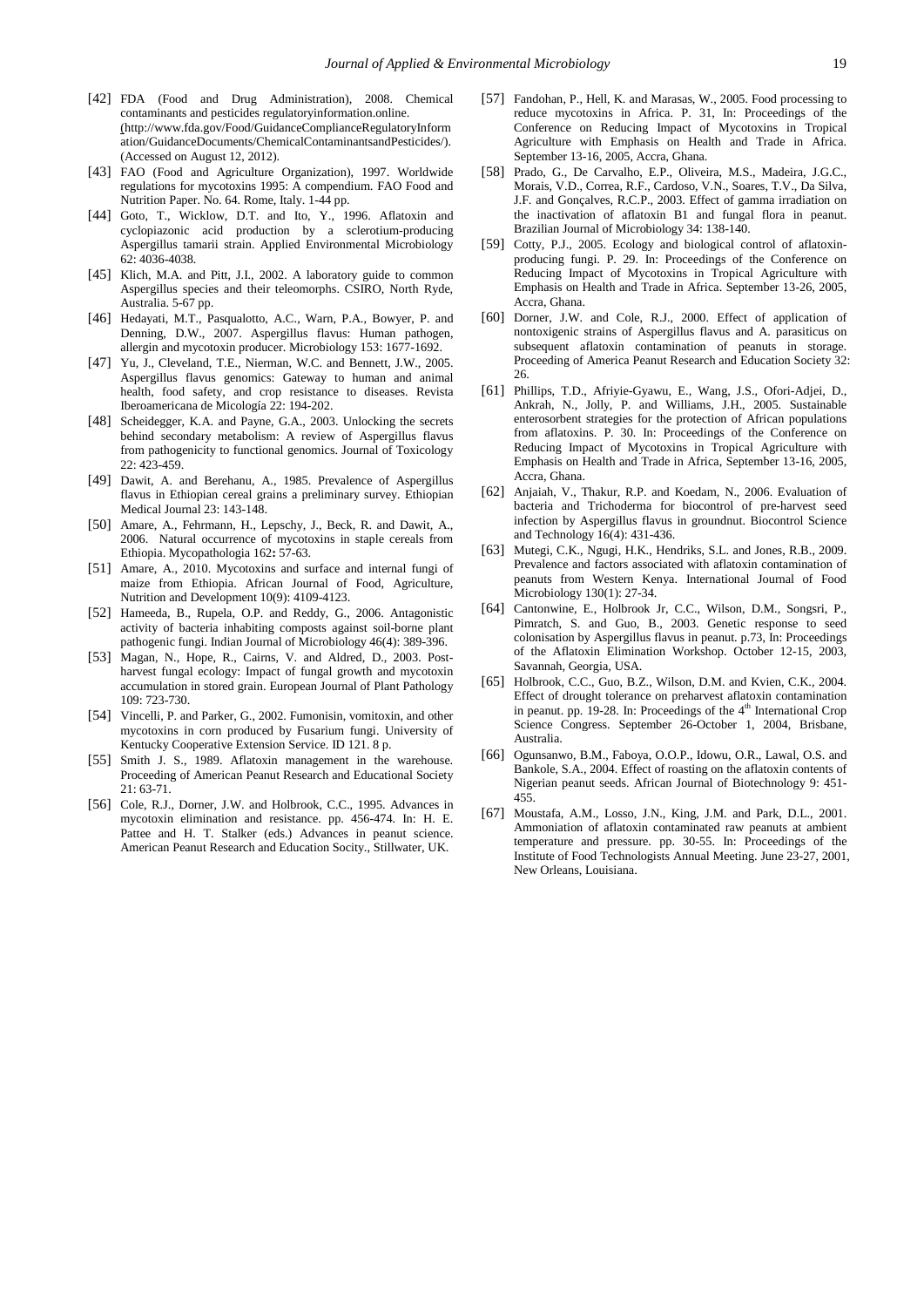[42] FDA (Food and Drug Administration), 2008. Chemical contaminants and pesticides regulatoryinformation.online. (http://www.fda.gov/Food/GuidanceComplianceRegulatoryInformation/GuidanceDocuments/ChemicalContaminantsandPesticides/). (Accessed on August 12, 2012).

[43] FAO (Food and Agriculture Organization), 1997. Worldwide regulations for mycotoxins 1995: A compendium. FAO Food and Nutrition Paper. No. 64. Rome, Italy. 1-44 pp.

[44] Goto, T., Wicklow, D.T. and Ito, Y., 1996. Aflatoxin and cyclopiazonic acid production by a sclerotium-producing Aspergillus tamarii strain. Applied Environmental Microbiology 62: 4036-4038.

[45] Klich, M.A. and Pitt, J.I., 2002. A laboratory guide to common Aspergillus species and their teleomorphs. CSIRO, North Ryde, Australia. 5-67 pp.

[46] Hedayati, M.T., Pasqualotto, A.C., Warn, P.A., Bowyer, P. and Denning, D.W., 2007. Aspergillus flavus: Human pathogen, allergin and mycotoxin producer. Microbiology 153: 1677-1692.

[47] Yu, J., Cleveland, T.E., Nierman, W.C. and Bennett, J.W., 2005. Aspergillus flavus genomics: Gateway to human and animal health, food safety, and crop resistance to diseases. Revista Iberoamericana de Micología 22: 194-202.

[48] Scheidegger, K.A. and Payne, G.A., 2003. Unlocking the secrets behind secondary metabolism: A review of Aspergillus flavus from pathogenicity to functional genomics. Journal of Toxicology 22: 423-459.

[49] Dawit, A. and Berehanu, A., 1985. Prevalence of Aspergillus flavus in Ethiopian cereal grains a preliminary survey. Ethiopian Medical Journal 23: 143-148.

[50] Amare, A., Fehrmann, H., Lepschy, J., Beck, R. and Dawit, A., 2006. Natural occurrence of mycotoxins in staple cereals from Ethiopia. Mycopathologia 162**:** 57-63.

[51] Amare, A., 2010. Mycotoxins and surface and internal fungi of maize from Ethiopia. African Journal of Food, Agriculture, Nutrition and Development 10(9): 4109-4123.

[52] Hameeda, B., Rupela, O.P. and Reddy, G., 2006. Antagonistic activity of bacteria inhabiting composts against soil-borne plant pathogenic fungi. Indian Journal of Microbiology 46(4): 389-396.

[53] Magan, N., Hope, R., Cairns, V. and Aldred, D., 2003. Post-harvest fungal ecology: Impact of fungal growth and mycotoxin accumulation in stored grain. European Journal of Plant Pathology 109: 723-730.

[54] Vincelli, P. and Parker, G., 2002. Fumonisin, vomitoxin, and other mycotoxins in corn produced by Fusarium fungi. University of Kentucky Cooperative Extension Service. ID 121. 8 p.

[55] Smith J. S., 1989. Aflatoxin management in the warehouse. Proceeding of American Peanut Research and Educational Society 21: 63-71.

[56] Cole, R.J., Dorner, J.W. and Holbrook, C.C., 1995. Advances in mycotoxin elimination and resistance. pp. 456-474. In: H. E. Pattee and H. T. Stalker (eds.) Advances in peanut science. American Peanut Research and Education Socity., Stillwater, UK.

[57] Fandohan, P., Hell, K. and Marasas, W., 2005. Food processing to reduce mycotoxins in Africa. P. 31, In: Proceedings of the Conference on Reducing Impact of Mycotoxins in Tropical Agriculture with Emphasis on Health and Trade in Africa. September 13-16, 2005, Accra, Ghana.

[58] Prado, G., De Carvalho, E.P., Oliveira, M.S., Madeira, J.G.C., Morais, V.D., Correa, R.F., Cardoso, V.N., Soares, T.V., Da Silva, J.F. and Gonçalves, R.C.P., 2003. Effect of gamma irradiation on the inactivation of aflatoxin B1 and fungal flora in peanut. Brazilian Journal of Microbiology 34: 138-140.

[59] Cotty, P.J., 2005. Ecology and biological control of aflatoxin-producing fungi. P. 29. In: Proceedings of the Conference on Reducing Impact of Mycotoxins in Tropical Agriculture with Emphasis on Health and Trade in Africa. September 13-26, 2005, Accra, Ghana.

[60] Dorner, J.W. and Cole, R.J., 2000. Effect of application of nontoxigenic strains of Aspergillus flavus and A. parasiticus on subsequent aflatoxin contamination of peanuts in storage. Proceeding of America Peanut Research and Education Society 32: 26.

[61] Phillips, T.D., Afriyie-Gyawu, E., Wang, J.S., Ofori-Adjei, D., Ankrah, N., Jolly, P. and Williams, J.H., 2005. Sustainable enterosorbent strategies for the protection of African populations from aflatoxins. P. 30. In: Proceedings of the Conference on Reducing Impact of Mycotoxins in Tropical Agriculture with Emphasis on Health and Trade in Africa, September 13-16, 2005, Accra, Ghana.

[62] Anjaiah, V., Thakur, R.P. and Koedam, N., 2006. Evaluation of bacteria and Trichoderma for biocontrol of pre-harvest seed infection by Aspergillus flavus in groundnut. Biocontrol Science and Technology 16(4): 431-436.

[63] Mutegi, C.K., Ngugi, H.K., Hendriks, S.L. and Jones, R.B., 2009. Prevalence and factors associated with aflatoxin contamination of peanuts from Western Kenya. International Journal of Food Microbiology 130(1): 27-34.

[64] Cantonwine, E., Holbrook Jr, C.C., Wilson, D.M., Songsri, P., Pimratch, S. and Guo, B., 2003. Genetic response to seed colonisation by Aspergillus flavus in peanut. p.73, In: Proceedings of the Aflatoxin Elimination Workshop. October 12-15, 2003, Savannah, Georgia, USA.

[65] Holbrook, C.C., Guo, B.Z., Wilson, D.M. and Kvien, C.K., 2004. Effect of drought tolerance on preharvest aflatoxin contamination in peanut. pp. 19-28. In: Proceedings of the 4th International Crop Science Congress. September 26-October 1, 2004, Brisbane, Australia.

[66] Ogunsanwo, B.M., Faboya, O.O.P., Idowu, O.R., Lawal, O.S. and Bankole, S.A., 2004. Effect of roasting on the aflatoxin contents of Nigerian peanut seeds. African Journal of Biotechnology 9: 451-455.

[67] Moustafa, A.M., Losso, J.N., King, J.M. and Park, D.L., 2001. Ammoniation of aflatoxin contaminated raw peanuts at ambient temperature and pressure. pp. 30-55. In: Proceedings of the Institute of Food Technologists Annual Meeting. June 23-27, 2001, New Orleans, Louisiana.